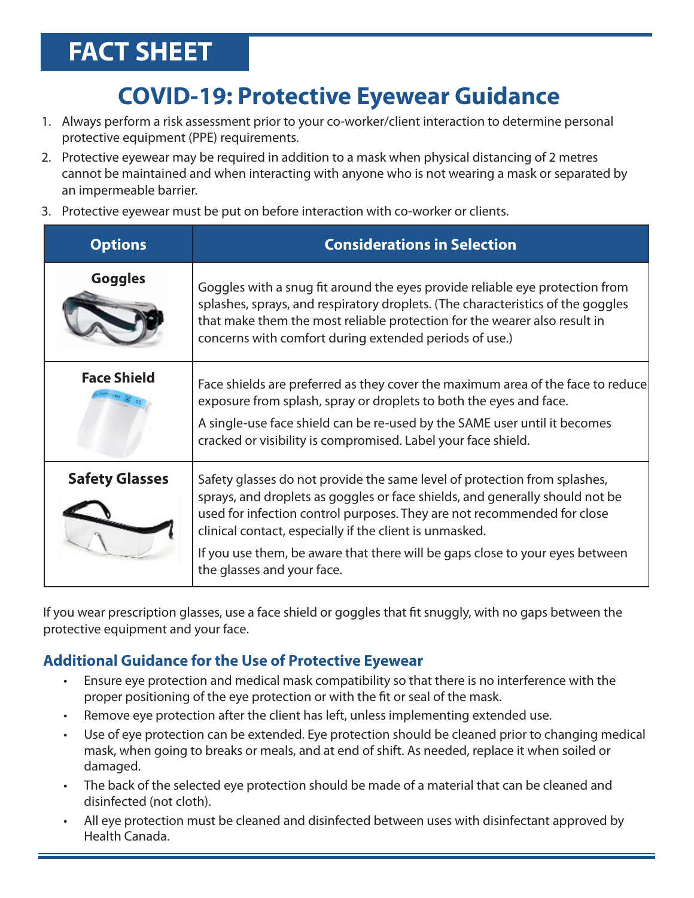# FACT SHEET

## COVID-19: Protective Eyewear Guidance

1. Always perform a risk assessment prior to your co-worker/client interaction to determine personal protective equipment (PPE) requirements.
2. Protective eyewear may be required in addition to a mask when physical distancing of 2 metres cannot be maintained and when interacting with anyone who is not wearing a mask or separated by an impermeable barrier.
3. Protective eyewear must be put on before interaction with co-worker or clients.

| Options | Considerations in Selection |
| --- | --- |
| **Goggles** | Goggles with a snug fit around the eyes provide reliable eye protection from splashes, sprays, and respiratory droplets. (The characteristics of the goggles that make them the most reliable protection for the wearer also result in concerns with comfort during extended periods of use.) |
| **Face Shield** | Face shields are preferred as they cover the maximum area of the face to reduce exposure from splash, spray or droplets to both the eyes and face.<br><br>A single-use face shield can be re-used by the SAME user until it becomes cracked or visibility is compromised. Label your face shield. |
| **Safety Glasses** | Safety glasses do not provide the same level of protection from splashes, sprays, and droplets as goggles or face shields, and generally should not be used for infection control purposes. They are not recommended for close clinical contact, especially if the client is unmasked.<br><br>If you use them, be aware that there will be gaps close to your eyes between the glasses and your face. |

If you wear prescription glasses, use a face shield or goggles that fit snuggly, with no gaps between the protective equipment and your face.

### Additional Guidance for the Use of Protective Eyewear

- Ensure eye protection and medical mask compatibility so that there is no interference with the proper positioning of the eye protection or with the fit or seal of the mask.
- Remove eye protection after the client has left, unless implementing extended use.
- Use of eye protection can be extended. Eye protection should be cleaned prior to changing medical mask, when going to breaks or meals, and at end of shift. As needed, replace it when soiled or damaged.
- The back of the selected eye protection should be made of a material that can be cleaned and disinfected (not cloth).
- All eye protection must be cleaned and disinfected between uses with disinfectant approved by Health Canada.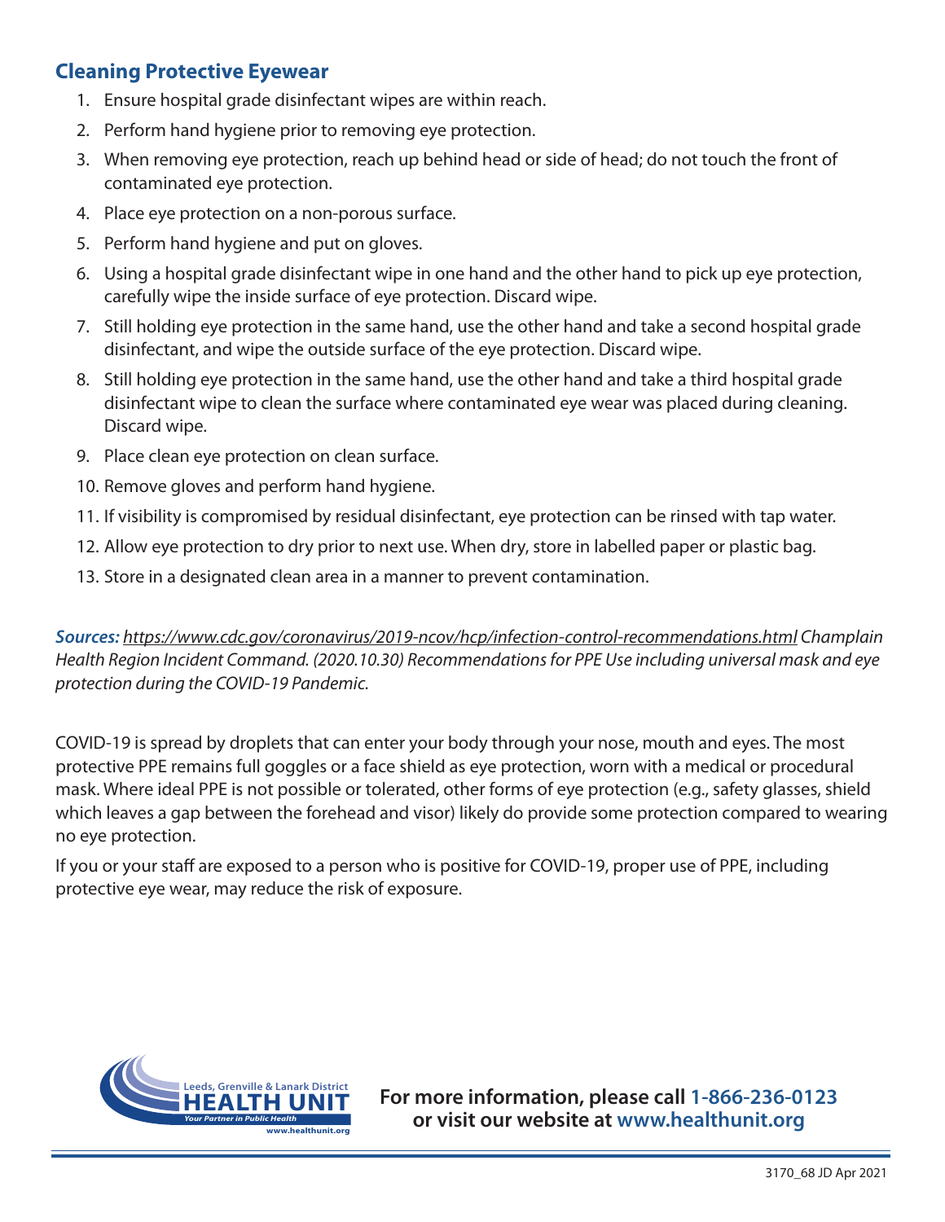## Cleaning Protective Eyewear

1. Ensure hospital grade disinfectant wipes are within reach.
2. Perform hand hygiene prior to removing eye protection.
3. When removing eye protection, reach up behind head or side of head; do not touch the front of contaminated eye protection.
4. Place eye protection on a non-porous surface.
5. Perform hand hygiene and put on gloves.
6. Using a hospital grade disinfectant wipe in one hand and the other hand to pick up eye protection, carefully wipe the inside surface of eye protection. Discard wipe.
7. Still holding eye protection in the same hand, use the other hand and take a second hospital grade disinfectant, and wipe the outside surface of the eye protection. Discard wipe.
8. Still holding eye protection in the same hand, use the other hand and take a third hospital grade disinfectant wipe to clean the surface where contaminated eye wear was placed during cleaning. Discard wipe.
9. Place clean eye protection on clean surface.
10. Remove gloves and perform hand hygiene.
11. If visibility is compromised by residual disinfectant, eye protection can be rinsed with tap water.
12. Allow eye protection to dry prior to next use. When dry, store in labelled paper or plastic bag.
13. Store in a designated clean area in a manner to prevent contamination.

***Sources:*** *https://www.cdc.gov/coronavirus/2019-ncov/hcp/infection-control-recommendations.html Champlain Health Region Incident Command. (2020.10.30) Recommendations for PPE Use including universal mask and eye protection during the COVID-19 Pandemic.*

COVID-19 is spread by droplets that can enter your body through your nose, mouth and eyes. The most protective PPE remains full goggles or a face shield as eye protection, worn with a medical or procedural mask. Where ideal PPE is not possible or tolerated, other forms of eye protection (e.g., safety glasses, shield which leaves a gap between the forehead and visor) likely do provide some protection compared to wearing no eye protection.

If you or your staff are exposed to a person who is positive for COVID-19, proper use of PPE, including protective eye wear, may reduce the risk of exposure.

Leeds, Grenville & Lanark District
HEALTH UNIT
Your Partner in Public Health
www.healthunit.org

**For more information, please call 1-866-236-0123 or visit our website at www.healthunit.org**

3170_68 JD Apr 2021